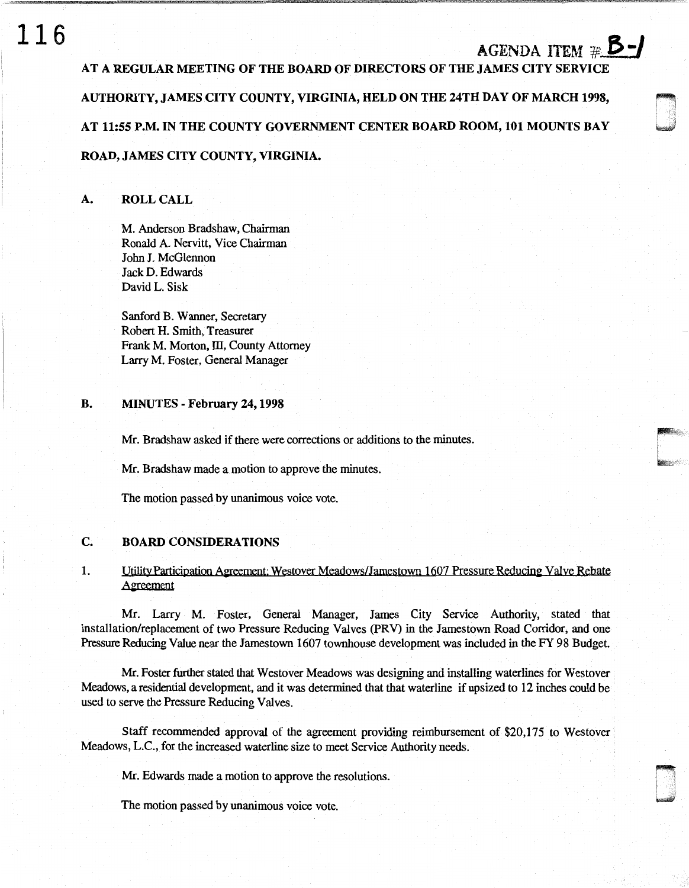AGENDA ITEM #B-1

**AT A REGULAR MEETING OF THE BOARD OF DIRECTORS OF THE JAMES CITY SERVICE AUTHORITY, JAMES CITY COUNTY, VIRGINIA, HELD ON THE 24TH DAY OF MARCH 1998, AT 11:55 P.M. IN THE COUNTY GOVERNMENT CENTER BOARD ROOM, 101 MOUNTS BAY ROAD, JAMES CITY COUNTY, VIRGINIA.**

## A. ROLL CALL

M. Anderson Bradshaw, Chairman
Ronald A. Nervitt, Vice Chairman
John J. McGlennon
Jack D. Edwards
David L. Sisk

Sanford B. Wanner, Secretary
Robert H. Smith, Treasurer
Frank M. Morton, III, County Attorney
Larry M. Foster, General Manager

## B. MINUTES - February 24, 1998

Mr. Bradshaw asked if there were corrections or additions to the minutes.

Mr. Bradshaw made a motion to approve the minutes.

The motion passed by unanimous voice vote.

## C. BOARD CONSIDERATIONS

1. Utility Participation Agreement: Westover Meadows/Jamestown 1607 Pressure Reducing Valve Rebate Agreement

Mr. Larry M. Foster, General Manager, James City Service Authority, stated that installation/replacement of two Pressure Reducing Valves (PRV) in the Jamestown Road Corridor, and one Pressure Reducing Value near the Jamestown 1607 townhouse development was included in the FY 98 Budget.

Mr. Foster further stated that Westover Meadows was designing and installing waterlines for Westover Meadows, a residential development, and it was determined that that waterline if upsized to 12 inches could be used to serve the Pressure Reducing Valves.

Staff recommended approval of the agreement providing reimbursement of $20,175 to Westover Meadows, L.C., for the increased waterline size to meet Service Authority needs.

Mr. Edwards made a motion to approve the resolutions.

The motion passed by unanimous voice vote.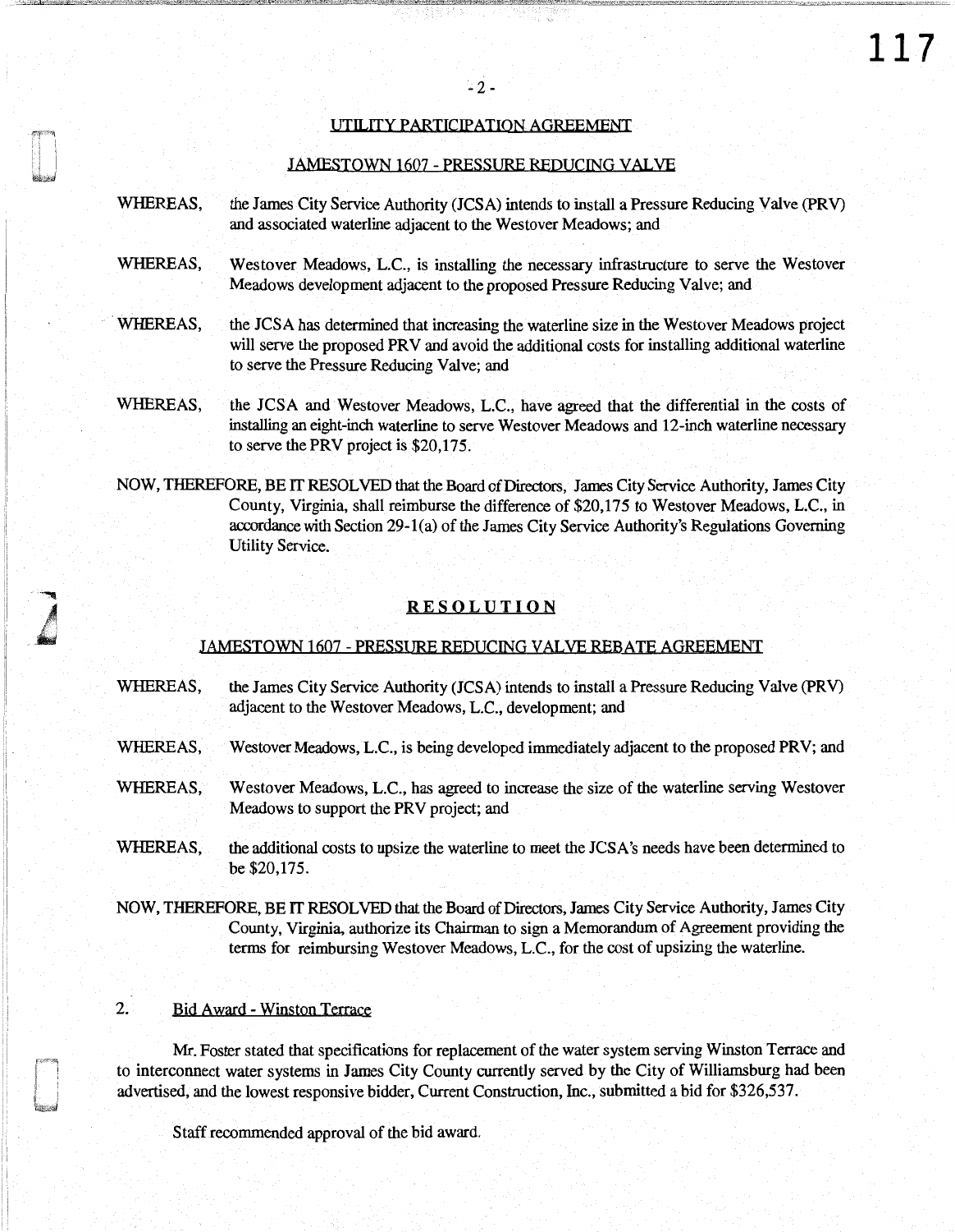## UTILITY PARTICIPATION AGREEMENT

### JAMESTOWN 1607 - PRESSURE REDUCING VALVE

WHEREAS, the James City Service Authority (JCSA) intends to install a Pressure Reducing Valve (PRV) and associated waterline adjacent to the Westover Meadows; and

WHEREAS, Westover Meadows, L.C., is installing the necessary infrastructure to serve the Westover Meadows development adjacent to the proposed Pressure Reducing Valve; and

WHEREAS, the JCSA has determined that increasing the waterline size in the Westover Meadows project will serve the proposed PRV and avoid the additional costs for installing additional waterline to serve the Pressure Reducing Valve; and

WHEREAS, the JCSA and Westover Meadows, L.C., have agreed that the differential in the costs of installing an eight-inch waterline to serve Westover Meadows and 12-inch waterline necessary to serve the PRV project is $20,175.

NOW, THEREFORE, BE IT RESOLVED that the Board of Directors, James City Service Authority, James City County, Virginia, shall reimburse the difference of $20,175 to Westover Meadows, L.C., in accordance with Section 29-1(a) of the James City Service Authority's Regulations Governing Utility Service.

## RESOLUTION

### JAMESTOWN 1607 - PRESSURE REDUCING VALVE REBATE AGREEMENT

WHEREAS, the James City Service Authority (JCSA) intends to install a Pressure Reducing Valve (PRV) adjacent to the Westover Meadows, L.C., development; and

WHEREAS, Westover Meadows, L.C., is being developed immediately adjacent to the proposed PRV; and

WHEREAS, Westover Meadows, L.C., has agreed to increase the size of the waterline serving Westover Meadows to support the PRV project; and

WHEREAS, the additional costs to upsize the waterline to meet the JCSA's needs have been determined to be $20,175.

NOW, THEREFORE, BE IT RESOLVED that the Board of Directors, James City Service Authority, James City County, Virginia, authorize its Chairman to sign a Memorandum of Agreement providing the terms for reimbursing Westover Meadows, L.C., for the cost of upsizing the waterline.

2. Bid Award - Winston Terrace

Mr. Foster stated that specifications for replacement of the water system serving Winston Terrace and to interconnect water systems in James City County currently served by the City of Williamsburg had been advertised, and the lowest responsive bidder, Current Construction, Inc., submitted a bid for $326,537.

Staff recommended approval of the bid award.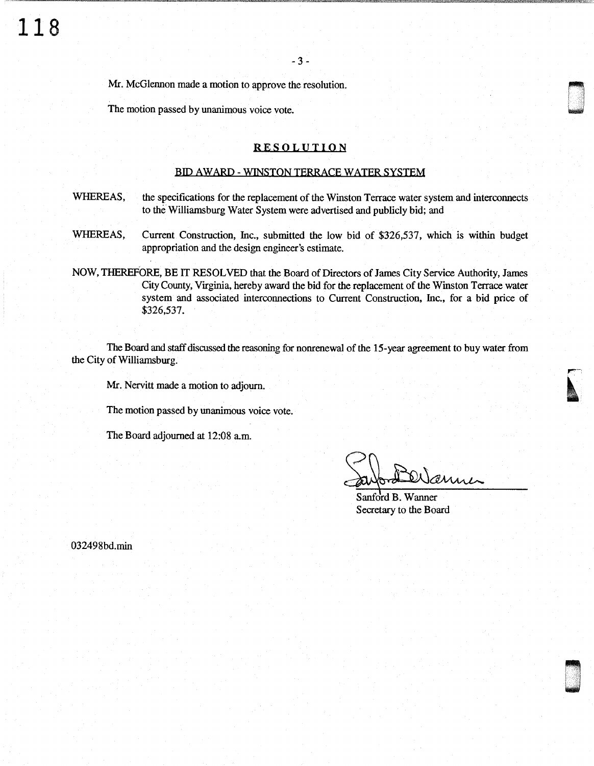Mr. McGlennon made a motion to approve the resolution.

The motion passed by unanimous voice vote.

## RESOLUTION

### BID AWARD - WINSTON TERRACE WATER SYSTEM

WHEREAS, the specifications for the replacement of the Winston Terrace water system and interconnects to the Williamsburg Water System were advertised and publicly bid; and

WHEREAS, Current Construction, Inc., submitted the low bid of $326,537, which is within budget appropriation and the design engineer's estimate.

NOW, THEREFORE, BE IT RESOLVED that the Board of Directors of James City Service Authority, James City County, Virginia, hereby award the bid for the replacement of the Winston Terrace water system and associated interconnections to Current Construction, Inc., for a bid price of $326,537.

The Board and staff discussed the reasoning for nonrenewal of the 15-year agreement to buy water from the City of Williamsburg.

Mr. Nervitt made a motion to adjourn.

The motion passed by unanimous voice vote.

The Board adjourned at 12:08 a.m.

Sanford B. Wanner
Secretary to the Board

032498bd.min